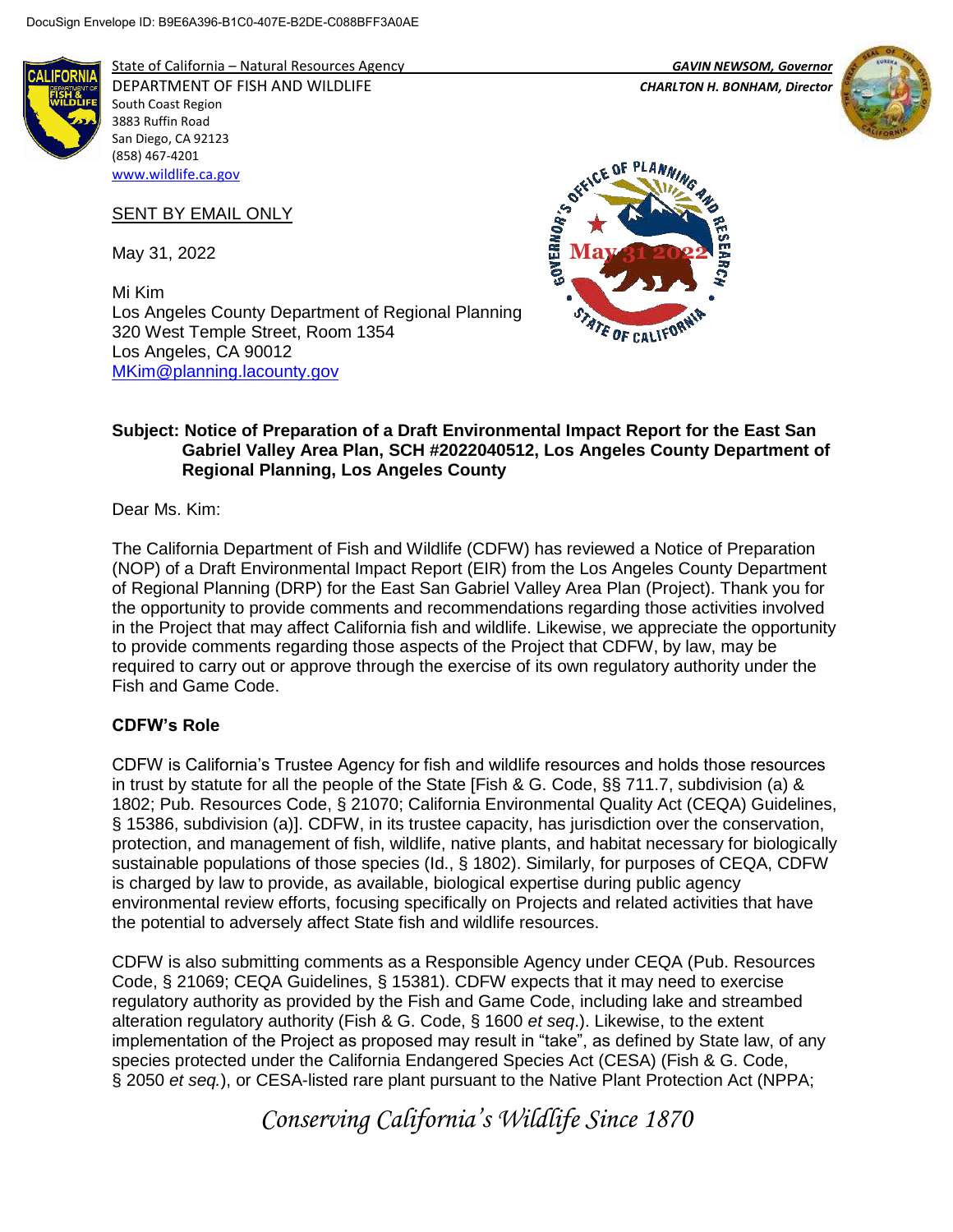DocuSign Envelope ID: B9E6A396-B1C0-407E-B2DE-C088BFF3A0AE

State of California – Natural Resources Agency
DEPARTMENT OF FISH AND WILDLIFE
South Coast Region
3883 Ruffin Road
San Diego, CA 92123
(858) 467-4201
www.wildlife.ca.gov

*GAVIN NEWSOM, Governor*
*CHARLTON H. BONHAM, Director*

Governor's Office of Planning and Research
May 31 2022
State of California

SENT BY EMAIL ONLY

May 31, 2022

Mi Kim
Los Angeles County Department of Regional Planning
320 West Temple Street, Room 1354
Los Angeles, CA 90012
MKim@planning.lacounty.gov

**Subject: Notice of Preparation of a Draft Environmental Impact Report for the East San Gabriel Valley Area Plan, SCH #2022040512, Los Angeles County Department of Regional Planning, Los Angeles County**

Dear Ms. Kim:

The California Department of Fish and Wildlife (CDFW) has reviewed a Notice of Preparation (NOP) of a Draft Environmental Impact Report (EIR) from the Los Angeles County Department of Regional Planning (DRP) for the East San Gabriel Valley Area Plan (Project). Thank you for the opportunity to provide comments and recommendations regarding those activities involved in the Project that may affect California fish and wildlife. Likewise, we appreciate the opportunity to provide comments regarding those aspects of the Project that CDFW, by law, may be required to carry out or approve through the exercise of its own regulatory authority under the Fish and Game Code.

**CDFW's Role**

CDFW is California's Trustee Agency for fish and wildlife resources and holds those resources in trust by statute for all the people of the State [Fish & G. Code, §§ 711.7, subdivision (a) & 1802; Pub. Resources Code, § 21070; California Environmental Quality Act (CEQA) Guidelines, § 15386, subdivision (a)]. CDFW, in its trustee capacity, has jurisdiction over the conservation, protection, and management of fish, wildlife, native plants, and habitat necessary for biologically sustainable populations of those species (Id., § 1802). Similarly, for purposes of CEQA, CDFW is charged by law to provide, as available, biological expertise during public agency environmental review efforts, focusing specifically on Projects and related activities that have the potential to adversely affect State fish and wildlife resources.

CDFW is also submitting comments as a Responsible Agency under CEQA (Pub. Resources Code, § 21069; CEQA Guidelines, § 15381). CDFW expects that it may need to exercise regulatory authority as provided by the Fish and Game Code, including lake and streambed alteration regulatory authority (Fish & G. Code, § 1600 *et seq*.). Likewise, to the extent implementation of the Project as proposed may result in "take", as defined by State law, of any species protected under the California Endangered Species Act (CESA) (Fish & G. Code, § 2050 *et seq.*), or CESA-listed rare plant pursuant to the Native Plant Protection Act (NPPA;

*Conserving California's Wildlife Since 1870*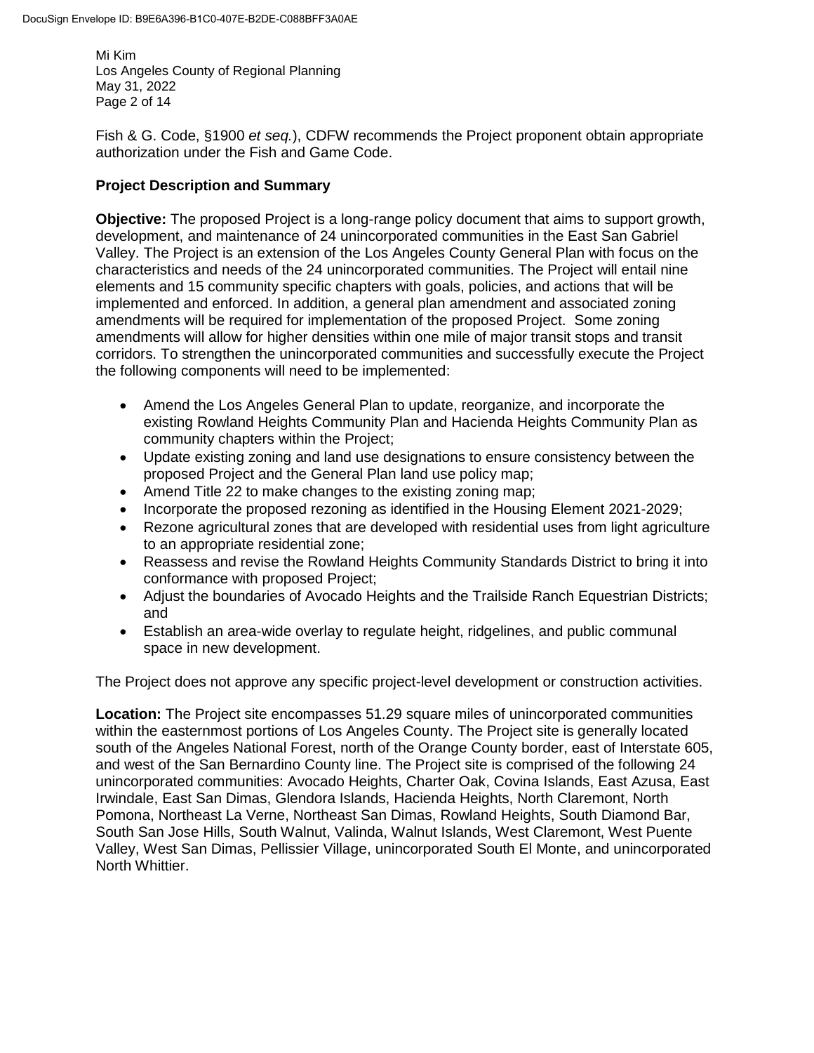Fish & G. Code, §1900 *et seq.*), CDFW recommends the Project proponent obtain appropriate authorization under the Fish and Game Code.

**Project Description and Summary**

**Objective:** The proposed Project is a long-range policy document that aims to support growth, development, and maintenance of 24 unincorporated communities in the East San Gabriel Valley. The Project is an extension of the Los Angeles County General Plan with focus on the characteristics and needs of the 24 unincorporated communities. The Project will entail nine elements and 15 community specific chapters with goals, policies, and actions that will be implemented and enforced. In addition, a general plan amendment and associated zoning amendments will be required for implementation of the proposed Project. Some zoning amendments will allow for higher densities within one mile of major transit stops and transit corridors. To strengthen the unincorporated communities and successfully execute the Project the following components will need to be implemented:

- Amend the Los Angeles General Plan to update, reorganize, and incorporate the existing Rowland Heights Community Plan and Hacienda Heights Community Plan as community chapters within the Project;
- Update existing zoning and land use designations to ensure consistency between the proposed Project and the General Plan land use policy map;
- Amend Title 22 to make changes to the existing zoning map;
- Incorporate the proposed rezoning as identified in the Housing Element 2021-2029;
- Rezone agricultural zones that are developed with residential uses from light agriculture to an appropriate residential zone;
- Reassess and revise the Rowland Heights Community Standards District to bring it into conformance with proposed Project;
- Adjust the boundaries of Avocado Heights and the Trailside Ranch Equestrian Districts; and
- Establish an area-wide overlay to regulate height, ridgelines, and public communal space in new development.

The Project does not approve any specific project-level development or construction activities.

**Location:** The Project site encompasses 51.29 square miles of unincorporated communities within the easternmost portions of Los Angeles County. The Project site is generally located south of the Angeles National Forest, north of the Orange County border, east of Interstate 605, and west of the San Bernardino County line. The Project site is comprised of the following 24 unincorporated communities: Avocado Heights, Charter Oak, Covina Islands, East Azusa, East Irwindale, East San Dimas, Glendora Islands, Hacienda Heights, North Claremont, North Pomona, Northeast La Verne, Northeast San Dimas, Rowland Heights, South Diamond Bar, South San Jose Hills, South Walnut, Valinda, Walnut Islands, West Claremont, West Puente Valley, West San Dimas, Pellissier Village, unincorporated South El Monte, and unincorporated North Whittier.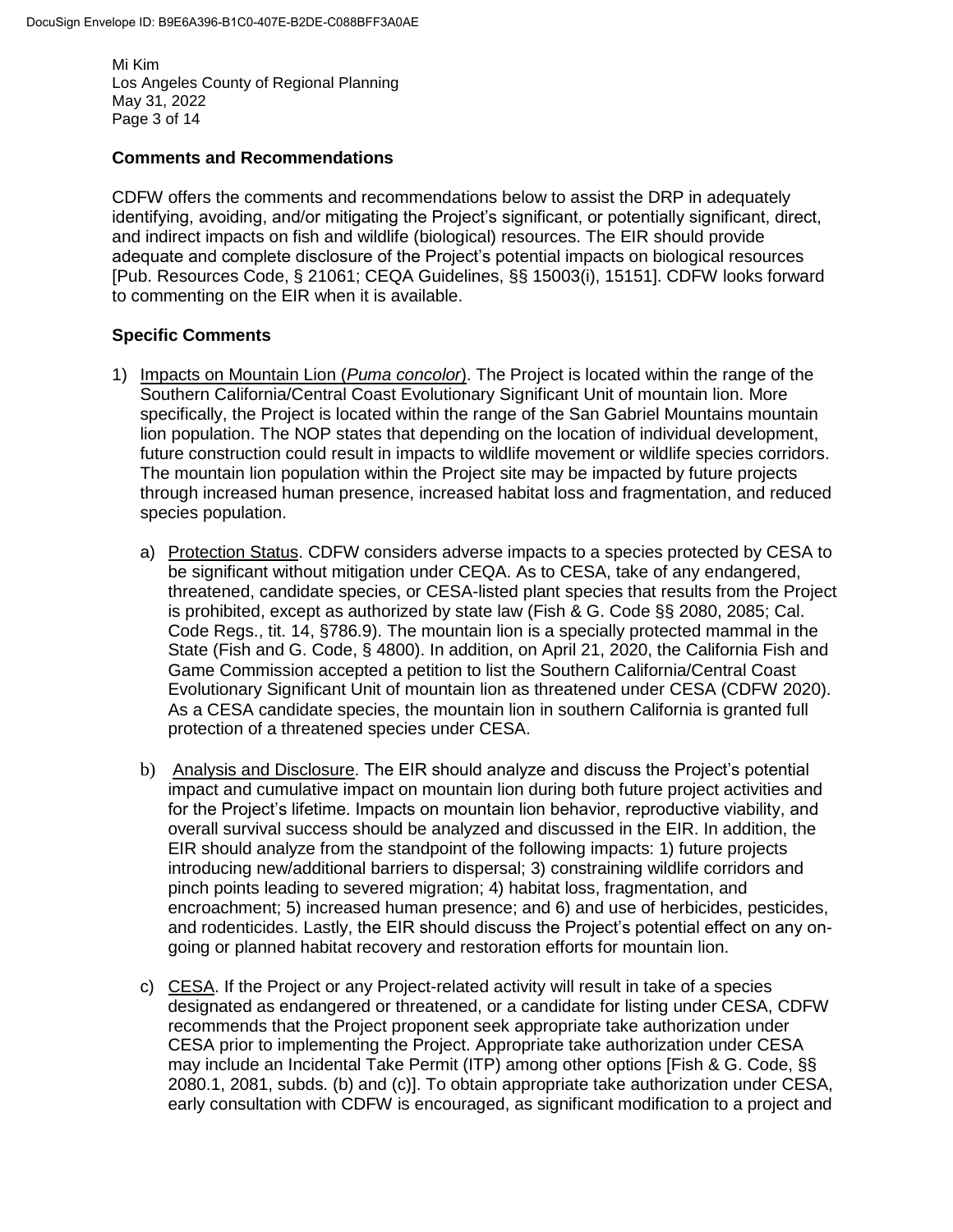## Comments and Recommendations

CDFW offers the comments and recommendations below to assist the DRP in adequately identifying, avoiding, and/or mitigating the Project's significant, or potentially significant, direct, and indirect impacts on fish and wildlife (biological) resources. The EIR should provide adequate and complete disclosure of the Project's potential impacts on biological resources [Pub. Resources Code, § 21061; CEQA Guidelines, §§ 15003(i), 15151]. CDFW looks forward to commenting on the EIR when it is available.

## Specific Comments

1) Impacts on Mountain Lion (*Puma concolor*). The Project is located within the range of the Southern California/Central Coast Evolutionary Significant Unit of mountain lion. More specifically, the Project is located within the range of the San Gabriel Mountains mountain lion population. The NOP states that depending on the location of individual development, future construction could result in impacts to wildlife movement or wildlife species corridors. The mountain lion population within the Project site may be impacted by future projects through increased human presence, increased habitat loss and fragmentation, and reduced species population.

   a) Protection Status. CDFW considers adverse impacts to a species protected by CESA to be significant without mitigation under CEQA. As to CESA, take of any endangered, threatened, candidate species, or CESA-listed plant species that results from the Project is prohibited, except as authorized by state law (Fish & G. Code §§ 2080, 2085; Cal. Code Regs., tit. 14, §786.9). The mountain lion is a specially protected mammal in the State (Fish and G. Code, § 4800). In addition, on April 21, 2020, the California Fish and Game Commission accepted a petition to list the Southern California/Central Coast Evolutionary Significant Unit of mountain lion as threatened under CESA (CDFW 2020). As a CESA candidate species, the mountain lion in southern California is granted full protection of a threatened species under CESA.

   b) Analysis and Disclosure. The EIR should analyze and discuss the Project's potential impact and cumulative impact on mountain lion during both future project activities and for the Project's lifetime. Impacts on mountain lion behavior, reproductive viability, and overall survival success should be analyzed and discussed in the EIR. In addition, the EIR should analyze from the standpoint of the following impacts: 1) future projects introducing new/additional barriers to dispersal; 3) constraining wildlife corridors and pinch points leading to severed migration; 4) habitat loss, fragmentation, and encroachment; 5) increased human presence; and 6) and use of herbicides, pesticides, and rodenticides. Lastly, the EIR should discuss the Project's potential effect on any on-going or planned habitat recovery and restoration efforts for mountain lion.

   c) CESA. If the Project or any Project-related activity will result in take of a species designated as endangered or threatened, or a candidate for listing under CESA, CDFW recommends that the Project proponent seek appropriate take authorization under CESA prior to implementing the Project. Appropriate take authorization under CESA may include an Incidental Take Permit (ITP) among other options [Fish & G. Code, §§ 2080.1, 2081, subds. (b) and (c)]. To obtain appropriate take authorization under CESA, early consultation with CDFW is encouraged, as significant modification to a project and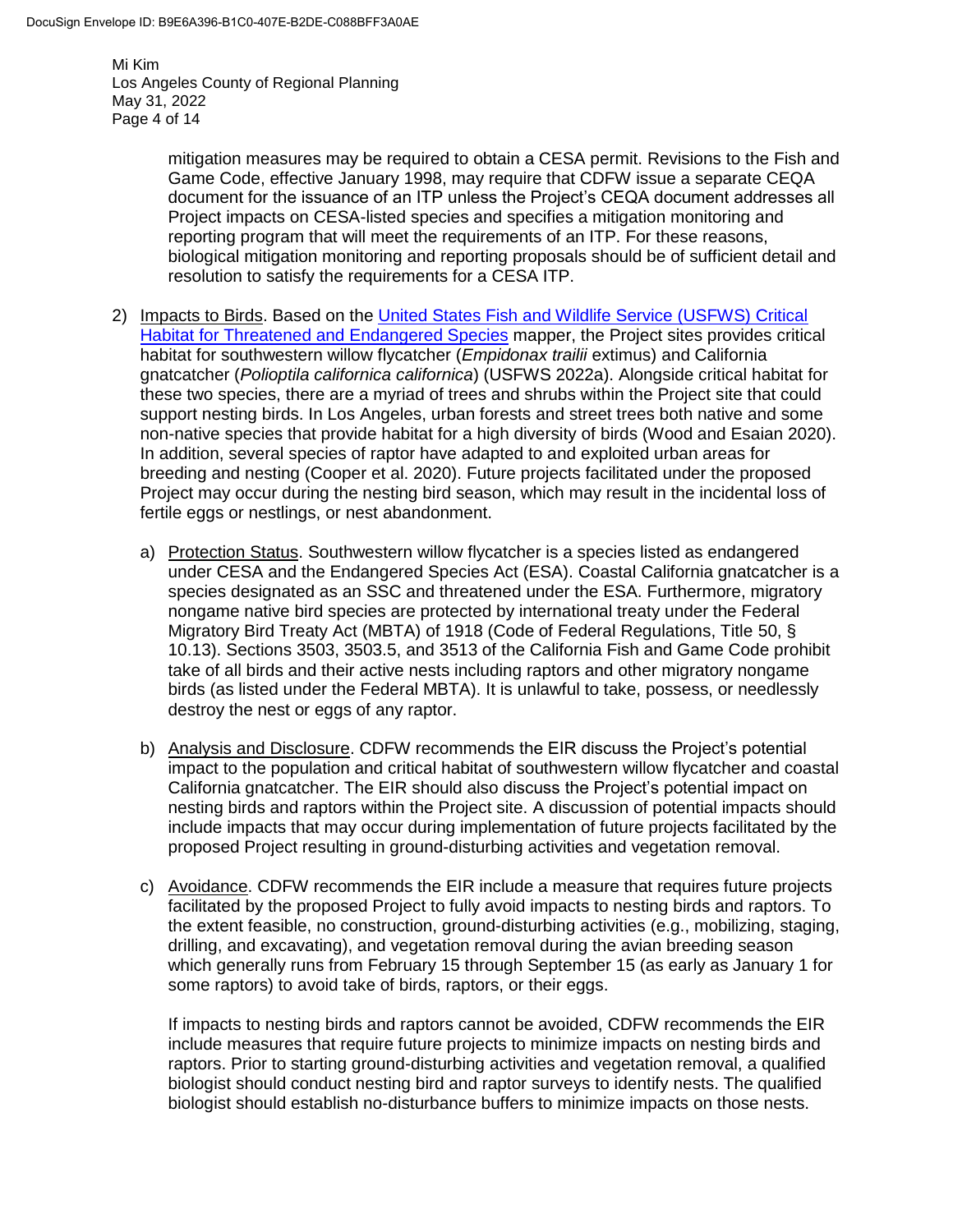mitigation measures may be required to obtain a CESA permit. Revisions to the Fish and Game Code, effective January 1998, may require that CDFW issue a separate CEQA document for the issuance of an ITP unless the Project's CEQA document addresses all Project impacts on CESA-listed species and specifies a mitigation monitoring and reporting program that will meet the requirements of an ITP. For these reasons, biological mitigation monitoring and reporting proposals should be of sufficient detail and resolution to satisfy the requirements for a CESA ITP.

2) Impacts to Birds. Based on the United States Fish and Wildlife Service (USFWS) Critical Habitat for Threatened and Endangered Species mapper, the Project sites provides critical habitat for southwestern willow flycatcher (*Empidonax trailii* extimus) and California gnatcatcher (*Polioptila californica californica*) (USFWS 2022a). Alongside critical habitat for these two species, there are a myriad of trees and shrubs within the Project site that could support nesting birds. In Los Angeles, urban forests and street trees both native and some non-native species that provide habitat for a high diversity of birds (Wood and Esaian 2020). In addition, several species of raptor have adapted to and exploited urban areas for breeding and nesting (Cooper et al. 2020). Future projects facilitated under the proposed Project may occur during the nesting bird season, which may result in the incidental loss of fertile eggs or nestlings, or nest abandonment.

   a) Protection Status. Southwestern willow flycatcher is a species listed as endangered under CESA and the Endangered Species Act (ESA). Coastal California gnatcatcher is a species designated as an SSC and threatened under the ESA. Furthermore, migratory nongame native bird species are protected by international treaty under the Federal Migratory Bird Treaty Act (MBTA) of 1918 (Code of Federal Regulations, Title 50, § 10.13). Sections 3503, 3503.5, and 3513 of the California Fish and Game Code prohibit take of all birds and their active nests including raptors and other migratory nongame birds (as listed under the Federal MBTA). It is unlawful to take, possess, or needlessly destroy the nest or eggs of any raptor.

   b) Analysis and Disclosure. CDFW recommends the EIR discuss the Project's potential impact to the population and critical habitat of southwestern willow flycatcher and coastal California gnatcatcher. The EIR should also discuss the Project's potential impact on nesting birds and raptors within the Project site. A discussion of potential impacts should include impacts that may occur during implementation of future projects facilitated by the proposed Project resulting in ground-disturbing activities and vegetation removal.

   c) Avoidance. CDFW recommends the EIR include a measure that requires future projects facilitated by the proposed Project to fully avoid impacts to nesting birds and raptors. To the extent feasible, no construction, ground-disturbing activities (e.g., mobilizing, staging, drilling, and excavating), and vegetation removal during the avian breeding season which generally runs from February 15 through September 15 (as early as January 1 for some raptors) to avoid take of birds, raptors, or their eggs.

      If impacts to nesting birds and raptors cannot be avoided, CDFW recommends the EIR include measures that require future projects to minimize impacts on nesting birds and raptors. Prior to starting ground-disturbing activities and vegetation removal, a qualified biologist should conduct nesting bird and raptor surveys to identify nests. The qualified biologist should establish no-disturbance buffers to minimize impacts on those nests.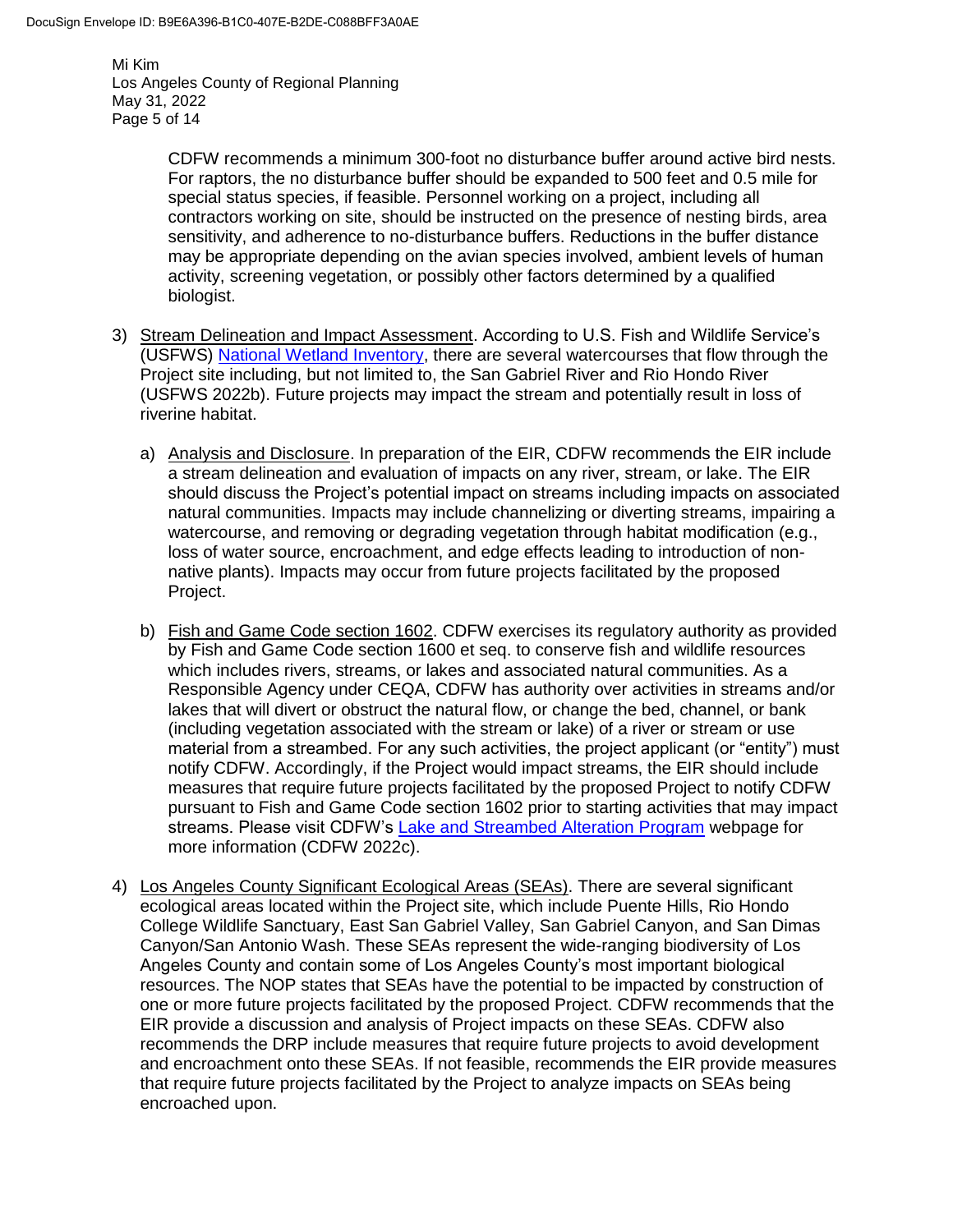CDFW recommends a minimum 300-foot no disturbance buffer around active bird nests. For raptors, the no disturbance buffer should be expanded to 500 feet and 0.5 mile for special status species, if feasible. Personnel working on a project, including all contractors working on site, should be instructed on the presence of nesting birds, area sensitivity, and adherence to no-disturbance buffers. Reductions in the buffer distance may be appropriate depending on the avian species involved, ambient levels of human activity, screening vegetation, or possibly other factors determined by a qualified biologist.

3) Stream Delineation and Impact Assessment. According to U.S. Fish and Wildlife Service's (USFWS) National Wetland Inventory, there are several watercourses that flow through the Project site including, but not limited to, the San Gabriel River and Rio Hondo River (USFWS 2022b). Future projects may impact the stream and potentially result in loss of riverine habitat.

   a) Analysis and Disclosure. In preparation of the EIR, CDFW recommends the EIR include a stream delineation and evaluation of impacts on any river, stream, or lake. The EIR should discuss the Project's potential impact on streams including impacts on associated natural communities. Impacts may include channelizing or diverting streams, impairing a watercourse, and removing or degrading vegetation through habitat modification (e.g., loss of water source, encroachment, and edge effects leading to introduction of non-native plants). Impacts may occur from future projects facilitated by the proposed Project.

   b) Fish and Game Code section 1602. CDFW exercises its regulatory authority as provided by Fish and Game Code section 1600 et seq. to conserve fish and wildlife resources which includes rivers, streams, or lakes and associated natural communities. As a Responsible Agency under CEQA, CDFW has authority over activities in streams and/or lakes that will divert or obstruct the natural flow, or change the bed, channel, or bank (including vegetation associated with the stream or lake) of a river or stream or use material from a streambed. For any such activities, the project applicant (or "entity") must notify CDFW. Accordingly, if the Project would impact streams, the EIR should include measures that require future projects facilitated by the proposed Project to notify CDFW pursuant to Fish and Game Code section 1602 prior to starting activities that may impact streams. Please visit CDFW's Lake and Streambed Alteration Program webpage for more information (CDFW 2022c).

4) Los Angeles County Significant Ecological Areas (SEAs). There are several significant ecological areas located within the Project site, which include Puente Hills, Rio Hondo College Wildlife Sanctuary, East San Gabriel Valley, San Gabriel Canyon, and San Dimas Canyon/San Antonio Wash. These SEAs represent the wide-ranging biodiversity of Los Angeles County and contain some of Los Angeles County's most important biological resources. The NOP states that SEAs have the potential to be impacted by construction of one or more future projects facilitated by the proposed Project. CDFW recommends that the EIR provide a discussion and analysis of Project impacts on these SEAs. CDFW also recommends the DRP include measures that require future projects to avoid development and encroachment onto these SEAs. If not feasible, recommends the EIR provide measures that require future projects facilitated by the Project to analyze impacts on SEAs being encroached upon.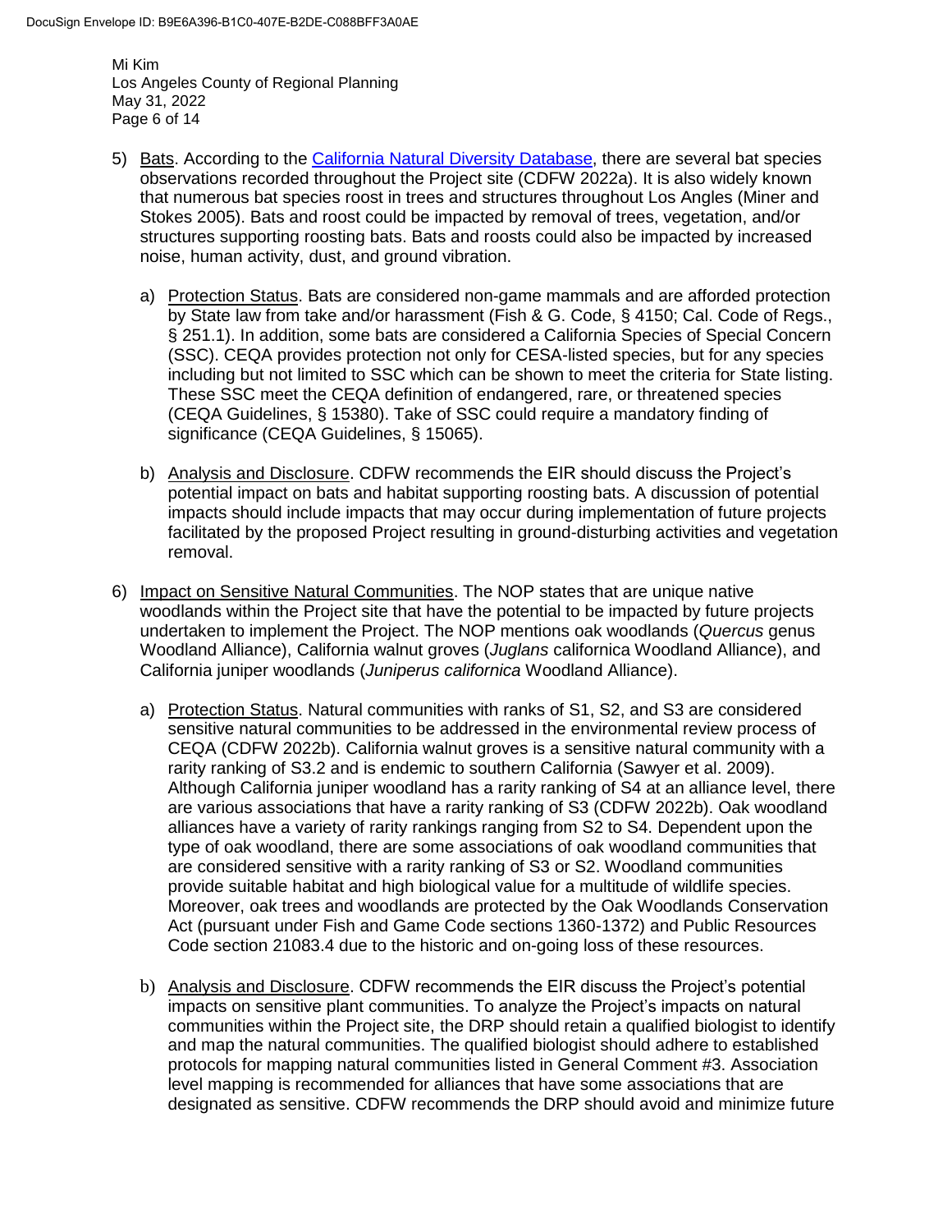5) Bats. According to the California Natural Diversity Database, there are several bat species observations recorded throughout the Project site (CDFW 2022a). It is also widely known that numerous bat species roost in trees and structures throughout Los Angles (Miner and Stokes 2005). Bats and roost could be impacted by removal of trees, vegetation, and/or structures supporting roosting bats. Bats and roosts could also be impacted by increased noise, human activity, dust, and ground vibration.

   a) Protection Status. Bats are considered non-game mammals and are afforded protection by State law from take and/or harassment (Fish & G. Code, § 4150; Cal. Code of Regs., § 251.1). In addition, some bats are considered a California Species of Special Concern (SSC). CEQA provides protection not only for CESA-listed species, but for any species including but not limited to SSC which can be shown to meet the criteria for State listing. These SSC meet the CEQA definition of endangered, rare, or threatened species (CEQA Guidelines, § 15380). Take of SSC could require a mandatory finding of significance (CEQA Guidelines, § 15065).

   b) Analysis and Disclosure. CDFW recommends the EIR should discuss the Project's potential impact on bats and habitat supporting roosting bats. A discussion of potential impacts should include impacts that may occur during implementation of future projects facilitated by the proposed Project resulting in ground-disturbing activities and vegetation removal.

6) Impact on Sensitive Natural Communities. The NOP states that are unique native woodlands within the Project site that have the potential to be impacted by future projects undertaken to implement the Project. The NOP mentions oak woodlands (*Quercus* genus Woodland Alliance), California walnut groves (*Juglans* californica Woodland Alliance), and California juniper woodlands (*Juniperus californica* Woodland Alliance).

   a) Protection Status. Natural communities with ranks of S1, S2, and S3 are considered sensitive natural communities to be addressed in the environmental review process of CEQA (CDFW 2022b). California walnut groves is a sensitive natural community with a rarity ranking of S3.2 and is endemic to southern California (Sawyer et al. 2009). Although California juniper woodland has a rarity ranking of S4 at an alliance level, there are various associations that have a rarity ranking of S3 (CDFW 2022b). Oak woodland alliances have a variety of rarity rankings ranging from S2 to S4. Dependent upon the type of oak woodland, there are some associations of oak woodland communities that are considered sensitive with a rarity ranking of S3 or S2. Woodland communities provide suitable habitat and high biological value for a multitude of wildlife species. Moreover, oak trees and woodlands are protected by the Oak Woodlands Conservation Act (pursuant under Fish and Game Code sections 1360-1372) and Public Resources Code section 21083.4 due to the historic and on-going loss of these resources.

   b) Analysis and Disclosure. CDFW recommends the EIR discuss the Project's potential impacts on sensitive plant communities. To analyze the Project's impacts on natural communities within the Project site, the DRP should retain a qualified biologist to identify and map the natural communities. The qualified biologist should adhere to established protocols for mapping natural communities listed in General Comment #3. Association level mapping is recommended for alliances that have some associations that are designated as sensitive. CDFW recommends the DRP should avoid and minimize future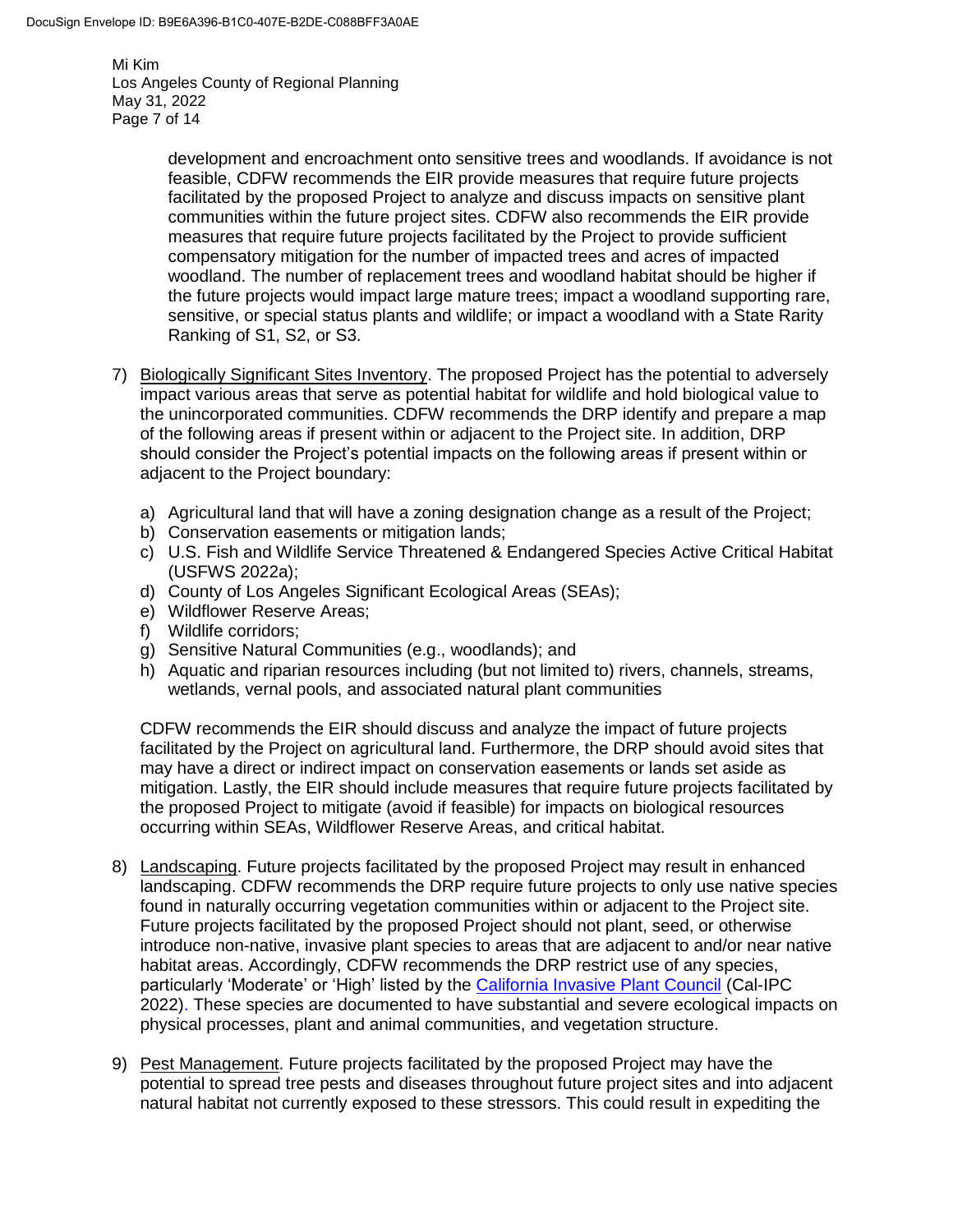development and encroachment onto sensitive trees and woodlands. If avoidance is not feasible, CDFW recommends the EIR provide measures that require future projects facilitated by the proposed Project to analyze and discuss impacts on sensitive plant communities within the future project sites. CDFW also recommends the EIR provide measures that require future projects facilitated by the Project to provide sufficient compensatory mitigation for the number of impacted trees and acres of impacted woodland. The number of replacement trees and woodland habitat should be higher if the future projects would impact large mature trees; impact a woodland supporting rare, sensitive, or special status plants and wildlife; or impact a woodland with a State Rarity Ranking of S1, S2, or S3.

7) Biologically Significant Sites Inventory. The proposed Project has the potential to adversely impact various areas that serve as potential habitat for wildlife and hold biological value to the unincorporated communities. CDFW recommends the DRP identify and prepare a map of the following areas if present within or adjacent to the Project site. In addition, DRP should consider the Project's potential impacts on the following areas if present within or adjacent to the Project boundary:

   a) Agricultural land that will have a zoning designation change as a result of the Project;
   b) Conservation easements or mitigation lands;
   c) U.S. Fish and Wildlife Service Threatened & Endangered Species Active Critical Habitat (USFWS 2022a);
   d) County of Los Angeles Significant Ecological Areas (SEAs);
   e) Wildflower Reserve Areas;
   f) Wildlife corridors;
   g) Sensitive Natural Communities (e.g., woodlands); and
   h) Aquatic and riparian resources including (but not limited to) rivers, channels, streams, wetlands, vernal pools, and associated natural plant communities

   CDFW recommends the EIR should discuss and analyze the impact of future projects facilitated by the Project on agricultural land. Furthermore, the DRP should avoid sites that may have a direct or indirect impact on conservation easements or lands set aside as mitigation. Lastly, the EIR should include measures that require future projects facilitated by the proposed Project to mitigate (avoid if feasible) for impacts on biological resources occurring within SEAs, Wildflower Reserve Areas, and critical habitat.

8) Landscaping. Future projects facilitated by the proposed Project may result in enhanced landscaping. CDFW recommends the DRP require future projects to only use native species found in naturally occurring vegetation communities within or adjacent to the Project site. Future projects facilitated by the proposed Project should not plant, seed, or otherwise introduce non-native, invasive plant species to areas that are adjacent to and/or near native habitat areas. Accordingly, CDFW recommends the DRP restrict use of any species, particularly 'Moderate' or 'High' listed by the California Invasive Plant Council (Cal-IPC 2022). These species are documented to have substantial and severe ecological impacts on physical processes, plant and animal communities, and vegetation structure.

9) Pest Management. Future projects facilitated by the proposed Project may have the potential to spread tree pests and diseases throughout future project sites and into adjacent natural habitat not currently exposed to these stressors. This could result in expediting the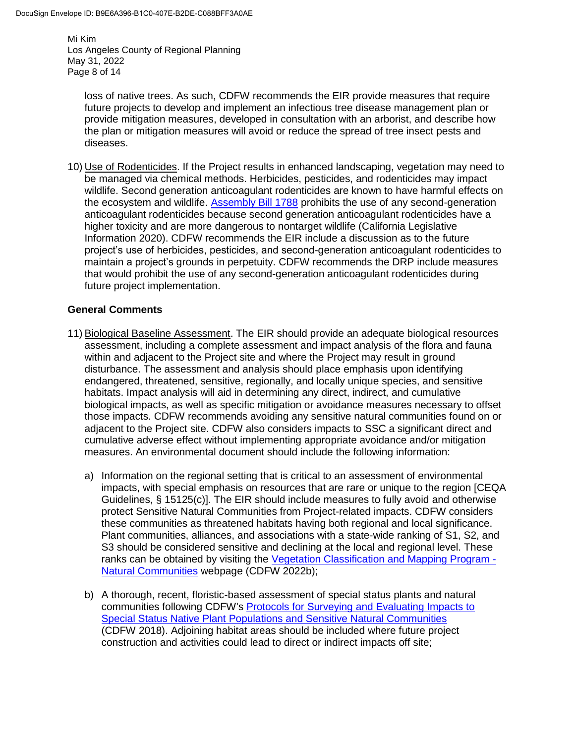loss of native trees. As such, CDFW recommends the EIR provide measures that require future projects to develop and implement an infectious tree disease management plan or provide mitigation measures, developed in consultation with an arborist, and describe how the plan or mitigation measures will avoid or reduce the spread of tree insect pests and diseases.

10) Use of Rodenticides. If the Project results in enhanced landscaping, vegetation may need to be managed via chemical methods. Herbicides, pesticides, and rodenticides may impact wildlife. Second generation anticoagulant rodenticides are known to have harmful effects on the ecosystem and wildlife. Assembly Bill 1788 prohibits the use of any second-generation anticoagulant rodenticides because second generation anticoagulant rodenticides have a higher toxicity and are more dangerous to nontarget wildlife (California Legislative Information 2020). CDFW recommends the EIR include a discussion as to the future project's use of herbicides, pesticides, and second-generation anticoagulant rodenticides to maintain a project's grounds in perpetuity. CDFW recommends the DRP include measures that would prohibit the use of any second-generation anticoagulant rodenticides during future project implementation.

**General Comments**

11) Biological Baseline Assessment. The EIR should provide an adequate biological resources assessment, including a complete assessment and impact analysis of the flora and fauna within and adjacent to the Project site and where the Project may result in ground disturbance. The assessment and analysis should place emphasis upon identifying endangered, threatened, sensitive, regionally, and locally unique species, and sensitive habitats. Impact analysis will aid in determining any direct, indirect, and cumulative biological impacts, as well as specific mitigation or avoidance measures necessary to offset those impacts. CDFW recommends avoiding any sensitive natural communities found on or adjacent to the Project site. CDFW also considers impacts to SSC a significant direct and cumulative adverse effect without implementing appropriate avoidance and/or mitigation measures. An environmental document should include the following information:

   a) Information on the regional setting that is critical to an assessment of environmental impacts, with special emphasis on resources that are rare or unique to the region [CEQA Guidelines, § 15125(c)]. The EIR should include measures to fully avoid and otherwise protect Sensitive Natural Communities from Project-related impacts. CDFW considers these communities as threatened habitats having both regional and local significance. Plant communities, alliances, and associations with a state-wide ranking of S1, S2, and S3 should be considered sensitive and declining at the local and regional level. These ranks can be obtained by visiting the Vegetation Classification and Mapping Program - Natural Communities webpage (CDFW 2022b);

   b) A thorough, recent, floristic-based assessment of special status plants and natural communities following CDFW's Protocols for Surveying and Evaluating Impacts to Special Status Native Plant Populations and Sensitive Natural Communities (CDFW 2018). Adjoining habitat areas should be included where future project construction and activities could lead to direct or indirect impacts off site;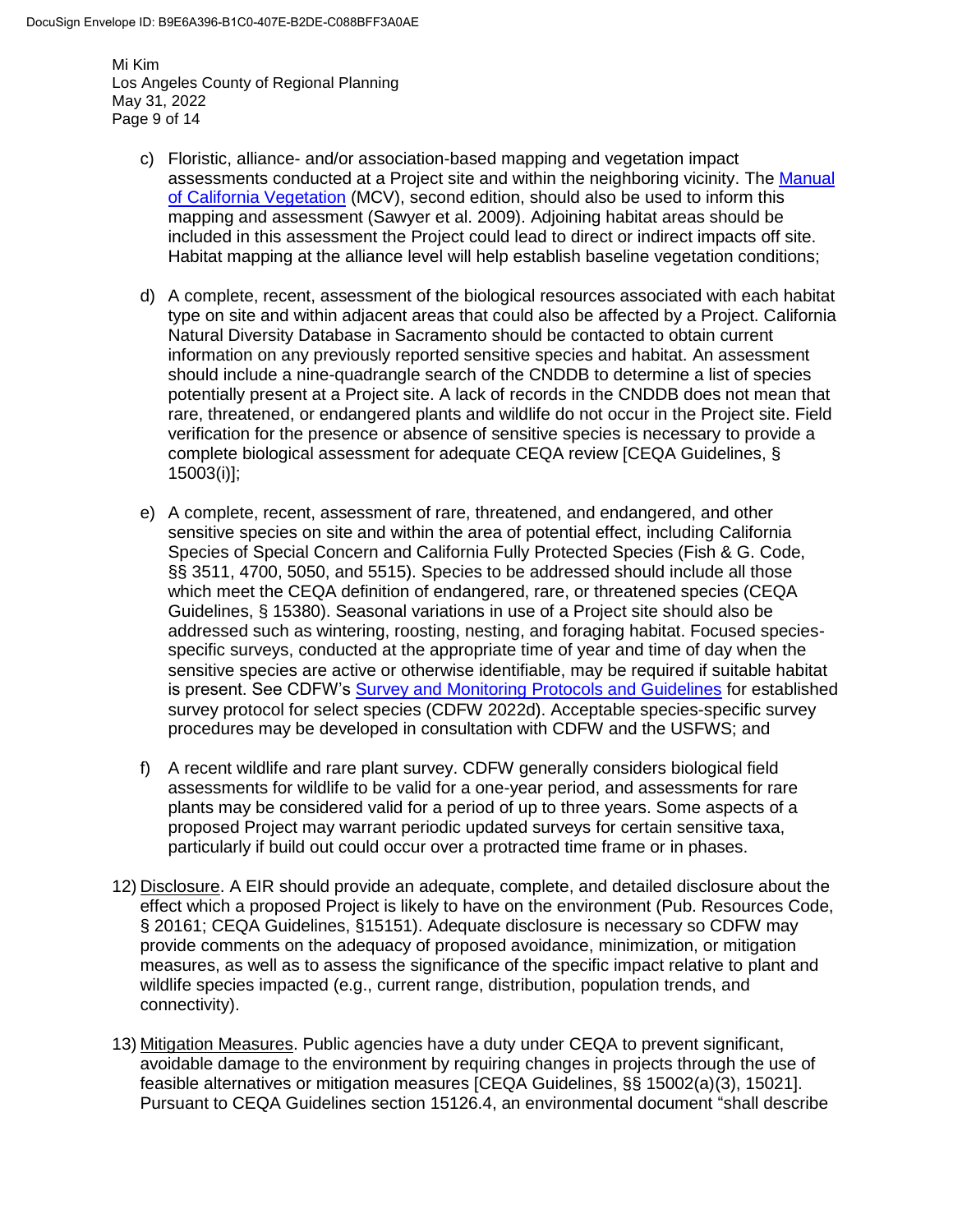c) Floristic, alliance- and/or association-based mapping and vegetation impact assessments conducted at a Project site and within the neighboring vicinity. The Manual of California Vegetation (MCV), second edition, should also be used to inform this mapping and assessment (Sawyer et al. 2009). Adjoining habitat areas should be included in this assessment the Project could lead to direct or indirect impacts off site. Habitat mapping at the alliance level will help establish baseline vegetation conditions;

d) A complete, recent, assessment of the biological resources associated with each habitat type on site and within adjacent areas that could also be affected by a Project. California Natural Diversity Database in Sacramento should be contacted to obtain current information on any previously reported sensitive species and habitat. An assessment should include a nine-quadrangle search of the CNDDB to determine a list of species potentially present at a Project site. A lack of records in the CNDDB does not mean that rare, threatened, or endangered plants and wildlife do not occur in the Project site. Field verification for the presence or absence of sensitive species is necessary to provide a complete biological assessment for adequate CEQA review [CEQA Guidelines, § 15003(i)];

e) A complete, recent, assessment of rare, threatened, and endangered, and other sensitive species on site and within the area of potential effect, including California Species of Special Concern and California Fully Protected Species (Fish & G. Code, §§ 3511, 4700, 5050, and 5515). Species to be addressed should include all those which meet the CEQA definition of endangered, rare, or threatened species (CEQA Guidelines, § 15380). Seasonal variations in use of a Project site should also be addressed such as wintering, roosting, nesting, and foraging habitat. Focused species-specific surveys, conducted at the appropriate time of year and time of day when the sensitive species are active or otherwise identifiable, may be required if suitable habitat is present. See CDFW's Survey and Monitoring Protocols and Guidelines for established survey protocol for select species (CDFW 2022d). Acceptable species-specific survey procedures may be developed in consultation with CDFW and the USFWS; and

f) A recent wildlife and rare plant survey. CDFW generally considers biological field assessments for wildlife to be valid for a one-year period, and assessments for rare plants may be considered valid for a period of up to three years. Some aspects of a proposed Project may warrant periodic updated surveys for certain sensitive taxa, particularly if build out could occur over a protracted time frame or in phases.

12) Disclosure. A EIR should provide an adequate, complete, and detailed disclosure about the effect which a proposed Project is likely to have on the environment (Pub. Resources Code, § 20161; CEQA Guidelines, §15151). Adequate disclosure is necessary so CDFW may provide comments on the adequacy of proposed avoidance, minimization, or mitigation measures, as well as to assess the significance of the specific impact relative to plant and wildlife species impacted (e.g., current range, distribution, population trends, and connectivity).

13) Mitigation Measures. Public agencies have a duty under CEQA to prevent significant, avoidable damage to the environment by requiring changes in projects through the use of feasible alternatives or mitigation measures [CEQA Guidelines, §§ 15002(a)(3), 15021]. Pursuant to CEQA Guidelines section 15126.4, an environmental document "shall describe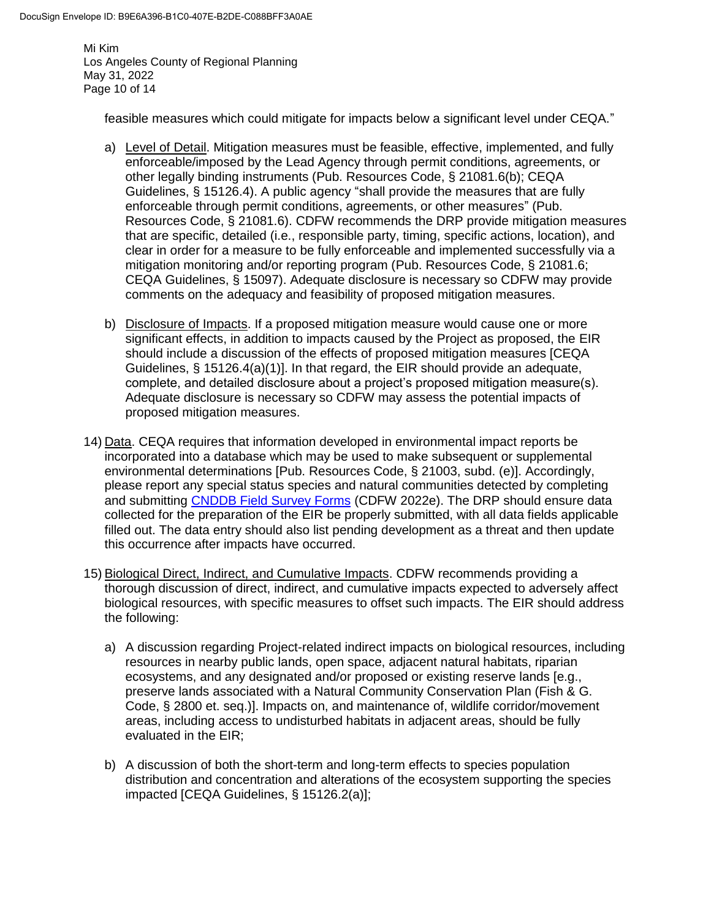feasible measures which could mitigate for impacts below a significant level under CEQA."

a) Level of Detail. Mitigation measures must be feasible, effective, implemented, and fully enforceable/imposed by the Lead Agency through permit conditions, agreements, or other legally binding instruments (Pub. Resources Code, § 21081.6(b); CEQA Guidelines, § 15126.4). A public agency "shall provide the measures that are fully enforceable through permit conditions, agreements, or other measures" (Pub. Resources Code, § 21081.6). CDFW recommends the DRP provide mitigation measures that are specific, detailed (i.e., responsible party, timing, specific actions, location), and clear in order for a measure to be fully enforceable and implemented successfully via a mitigation monitoring and/or reporting program (Pub. Resources Code, § 21081.6; CEQA Guidelines, § 15097). Adequate disclosure is necessary so CDFW may provide comments on the adequacy and feasibility of proposed mitigation measures.

b) Disclosure of Impacts. If a proposed mitigation measure would cause one or more significant effects, in addition to impacts caused by the Project as proposed, the EIR should include a discussion of the effects of proposed mitigation measures [CEQA Guidelines, § 15126.4(a)(1)]. In that regard, the EIR should provide an adequate, complete, and detailed disclosure about a project's proposed mitigation measure(s). Adequate disclosure is necessary so CDFW may assess the potential impacts of proposed mitigation measures.

14) Data. CEQA requires that information developed in environmental impact reports be incorporated into a database which may be used to make subsequent or supplemental environmental determinations [Pub. Resources Code, § 21003, subd. (e)]. Accordingly, please report any special status species and natural communities detected by completing and submitting CNDDB Field Survey Forms (CDFW 2022e). The DRP should ensure data collected for the preparation of the EIR be properly submitted, with all data fields applicable filled out. The data entry should also list pending development as a threat and then update this occurrence after impacts have occurred.

15) Biological Direct, Indirect, and Cumulative Impacts. CDFW recommends providing a thorough discussion of direct, indirect, and cumulative impacts expected to adversely affect biological resources, with specific measures to offset such impacts. The EIR should address the following:

a) A discussion regarding Project-related indirect impacts on biological resources, including resources in nearby public lands, open space, adjacent natural habitats, riparian ecosystems, and any designated and/or proposed or existing reserve lands [e.g., preserve lands associated with a Natural Community Conservation Plan (Fish & G. Code, § 2800 et. seq.)]. Impacts on, and maintenance of, wildlife corridor/movement areas, including access to undisturbed habitats in adjacent areas, should be fully evaluated in the EIR;

b) A discussion of both the short-term and long-term effects to species population distribution and concentration and alterations of the ecosystem supporting the species impacted [CEQA Guidelines, § 15126.2(a)];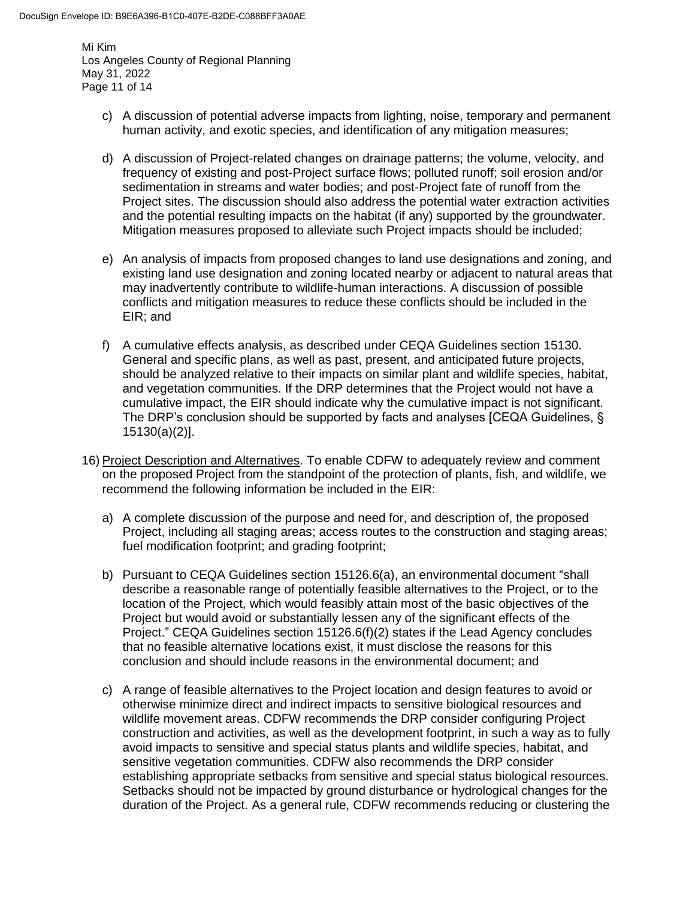c) A discussion of potential adverse impacts from lighting, noise, temporary and permanent human activity, and exotic species, and identification of any mitigation measures;

d) A discussion of Project-related changes on drainage patterns; the volume, velocity, and frequency of existing and post-Project surface flows; polluted runoff; soil erosion and/or sedimentation in streams and water bodies; and post-Project fate of runoff from the Project sites. The discussion should also address the potential water extraction activities and the potential resulting impacts on the habitat (if any) supported by the groundwater. Mitigation measures proposed to alleviate such Project impacts should be included;

e) An analysis of impacts from proposed changes to land use designations and zoning, and existing land use designation and zoning located nearby or adjacent to natural areas that may inadvertently contribute to wildlife-human interactions. A discussion of possible conflicts and mitigation measures to reduce these conflicts should be included in the EIR; and

f) A cumulative effects analysis, as described under CEQA Guidelines section 15130. General and specific plans, as well as past, present, and anticipated future projects, should be analyzed relative to their impacts on similar plant and wildlife species, habitat, and vegetation communities. If the DRP determines that the Project would not have a cumulative impact, the EIR should indicate why the cumulative impact is not significant. The DRP's conclusion should be supported by facts and analyses [CEQA Guidelines, § 15130(a)(2)].

16) Project Description and Alternatives. To enable CDFW to adequately review and comment on the proposed Project from the standpoint of the protection of plants, fish, and wildlife, we recommend the following information be included in the EIR:

a) A complete discussion of the purpose and need for, and description of, the proposed Project, including all staging areas; access routes to the construction and staging areas; fuel modification footprint; and grading footprint;

b) Pursuant to CEQA Guidelines section 15126.6(a), an environmental document "shall describe a reasonable range of potentially feasible alternatives to the Project, or to the location of the Project, which would feasibly attain most of the basic objectives of the Project but would avoid or substantially lessen any of the significant effects of the Project." CEQA Guidelines section 15126.6(f)(2) states if the Lead Agency concludes that no feasible alternative locations exist, it must disclose the reasons for this conclusion and should include reasons in the environmental document; and

c) A range of feasible alternatives to the Project location and design features to avoid or otherwise minimize direct and indirect impacts to sensitive biological resources and wildlife movement areas. CDFW recommends the DRP consider configuring Project construction and activities, as well as the development footprint, in such a way as to fully avoid impacts to sensitive and special status plants and wildlife species, habitat, and sensitive vegetation communities. CDFW also recommends the DRP consider establishing appropriate setbacks from sensitive and special status biological resources. Setbacks should not be impacted by ground disturbance or hydrological changes for the duration of the Project. As a general rule, CDFW recommends reducing or clustering the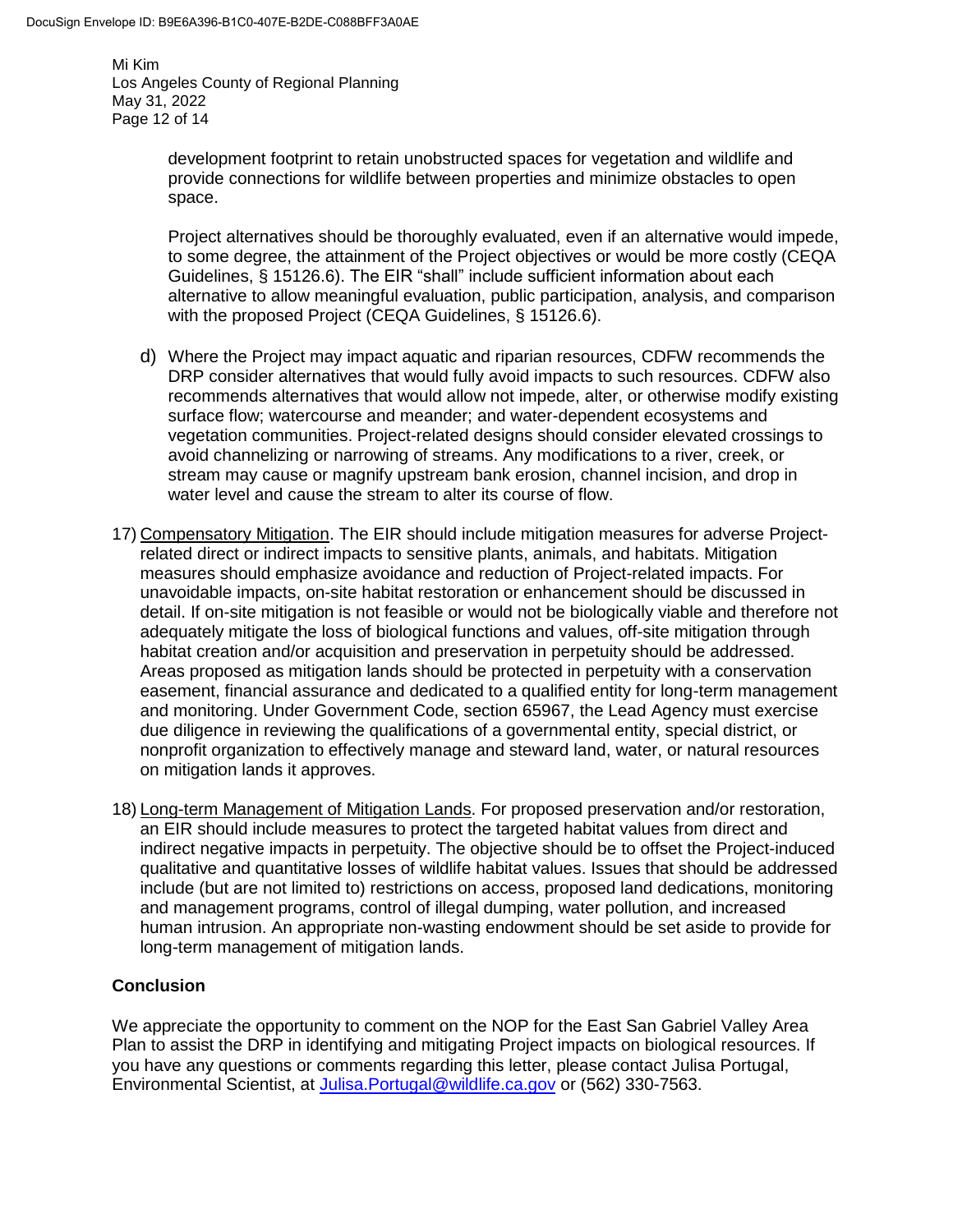development footprint to retain unobstructed spaces for vegetation and wildlife and provide connections for wildlife between properties and minimize obstacles to open space.

Project alternatives should be thoroughly evaluated, even if an alternative would impede, to some degree, the attainment of the Project objectives or would be more costly (CEQA Guidelines, § 15126.6). The EIR "shall" include sufficient information about each alternative to allow meaningful evaluation, public participation, analysis, and comparison with the proposed Project (CEQA Guidelines, § 15126.6).

d) Where the Project may impact aquatic and riparian resources, CDFW recommends the DRP consider alternatives that would fully avoid impacts to such resources. CDFW also recommends alternatives that would allow not impede, alter, or otherwise modify existing surface flow; watercourse and meander; and water-dependent ecosystems and vegetation communities. Project-related designs should consider elevated crossings to avoid channelizing or narrowing of streams. Any modifications to a river, creek, or stream may cause or magnify upstream bank erosion, channel incision, and drop in water level and cause the stream to alter its course of flow.

17) Compensatory Mitigation. The EIR should include mitigation measures for adverse Project-related direct or indirect impacts to sensitive plants, animals, and habitats. Mitigation measures should emphasize avoidance and reduction of Project-related impacts. For unavoidable impacts, on-site habitat restoration or enhancement should be discussed in detail. If on-site mitigation is not feasible or would not be biologically viable and therefore not adequately mitigate the loss of biological functions and values, off-site mitigation through habitat creation and/or acquisition and preservation in perpetuity should be addressed. Areas proposed as mitigation lands should be protected in perpetuity with a conservation easement, financial assurance and dedicated to a qualified entity for long-term management and monitoring. Under Government Code, section 65967, the Lead Agency must exercise due diligence in reviewing the qualifications of a governmental entity, special district, or nonprofit organization to effectively manage and steward land, water, or natural resources on mitigation lands it approves.

18) Long-term Management of Mitigation Lands. For proposed preservation and/or restoration, an EIR should include measures to protect the targeted habitat values from direct and indirect negative impacts in perpetuity. The objective should be to offset the Project-induced qualitative and quantitative losses of wildlife habitat values. Issues that should be addressed include (but are not limited to) restrictions on access, proposed land dedications, monitoring and management programs, control of illegal dumping, water pollution, and increased human intrusion. An appropriate non-wasting endowment should be set aside to provide for long-term management of mitigation lands.

**Conclusion**

We appreciate the opportunity to comment on the NOP for the East San Gabriel Valley Area Plan to assist the DRP in identifying and mitigating Project impacts on biological resources. If you have any questions or comments regarding this letter, please contact Julisa Portugal, Environmental Scientist, at Julisa.Portugal@wildlife.ca.gov or (562) 330-7563.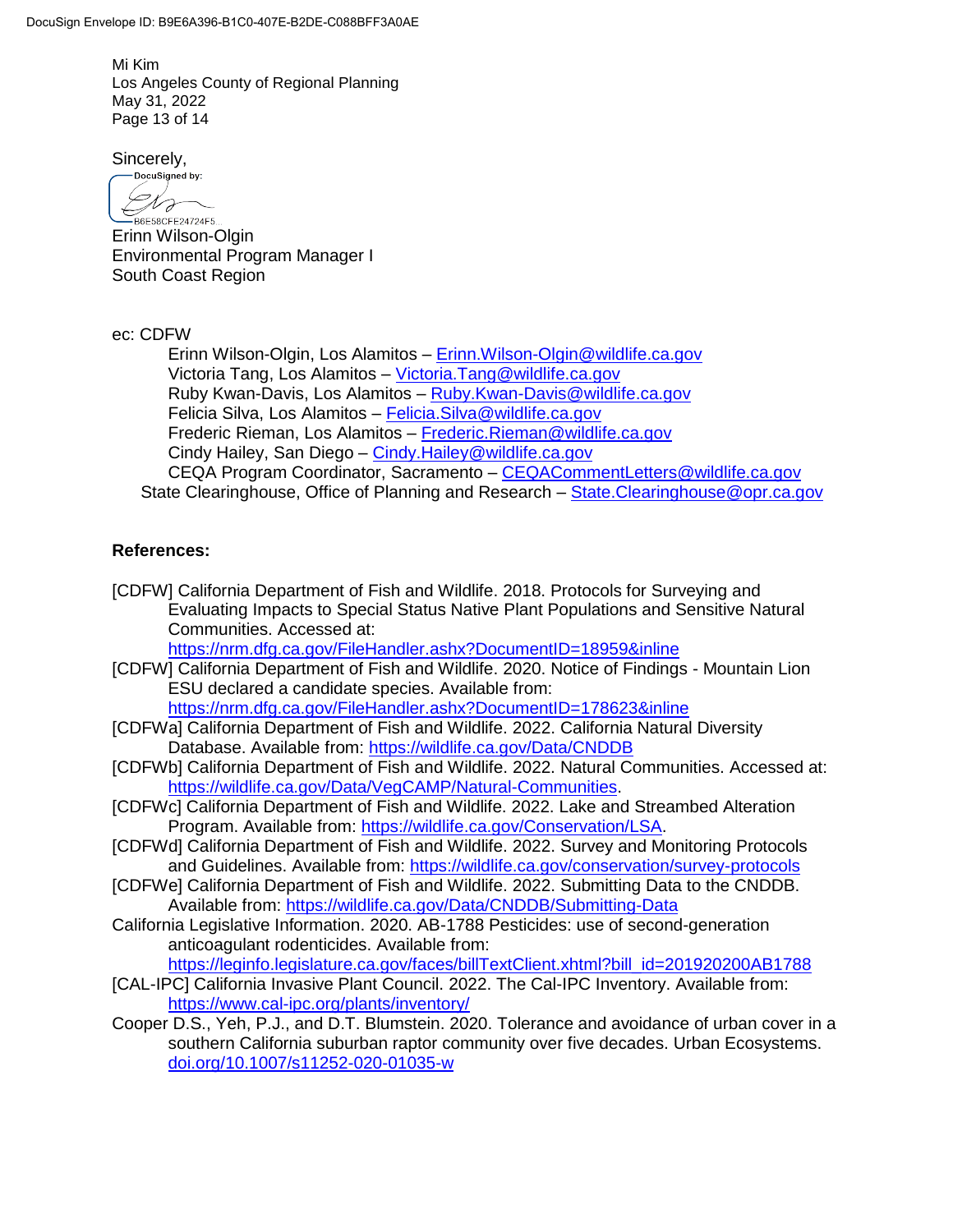Sincerely,

DocuSigned by:

B6E58CFE24724F5...

Erinn Wilson-Olgin
Environmental Program Manager I
South Coast Region

ec: CDFW

Erinn Wilson-Olgin, Los Alamitos – Erinn.Wilson-Olgin@wildlife.ca.gov
Victoria Tang, Los Alamitos – Victoria.Tang@wildlife.ca.gov
Ruby Kwan-Davis, Los Alamitos – Ruby.Kwan-Davis@wildlife.ca.gov
Felicia Silva, Los Alamitos – Felicia.Silva@wildlife.ca.gov
Frederic Rieman, Los Alamitos – Frederic.Rieman@wildlife.ca.gov
Cindy Hailey, San Diego – Cindy.Hailey@wildlife.ca.gov
CEQA Program Coordinator, Sacramento – CEQACommentLetters@wildlife.ca.gov

State Clearinghouse, Office of Planning and Research – State.Clearinghouse@opr.ca.gov

**References:**

[CDFW] California Department of Fish and Wildlife. 2018. Protocols for Surveying and Evaluating Impacts to Special Status Native Plant Populations and Sensitive Natural Communities. Accessed at: https://nrm.dfg.ca.gov/FileHandler.ashx?DocumentID=18959&inline

[CDFW] California Department of Fish and Wildlife. 2020. Notice of Findings - Mountain Lion ESU declared a candidate species. Available from: https://nrm.dfg.ca.gov/FileHandler.ashx?DocumentID=178623&inline

[CDFWa] California Department of Fish and Wildlife. 2022. California Natural Diversity Database. Available from: https://wildlife.ca.gov/Data/CNDDB

[CDFWb] California Department of Fish and Wildlife. 2022. Natural Communities. Accessed at: https://wildlife.ca.gov/Data/VegCAMP/Natural-Communities.

[CDFWc] California Department of Fish and Wildlife. 2022. Lake and Streambed Alteration Program. Available from: https://wildlife.ca.gov/Conservation/LSA.

[CDFWd] California Department of Fish and Wildlife. 2022. Survey and Monitoring Protocols and Guidelines. Available from: https://wildlife.ca.gov/conservation/survey-protocols

[CDFWe] California Department of Fish and Wildlife. 2022. Submitting Data to the CNDDB. Available from: https://wildlife.ca.gov/Data/CNDDB/Submitting-Data

California Legislative Information. 2020. AB-1788 Pesticides: use of second-generation anticoagulant rodenticides. Available from: https://leginfo.legislature.ca.gov/faces/billTextClient.xhtml?bill_id=201920200AB1788

[CAL-IPC] California Invasive Plant Council. 2022. The Cal-IPC Inventory. Available from: https://www.cal-ipc.org/plants/inventory/

Cooper D.S., Yeh, P.J., and D.T. Blumstein. 2020. Tolerance and avoidance of urban cover in a southern California suburban raptor community over five decades. Urban Ecosystems. doi.org/10.1007/s11252-020-01035-w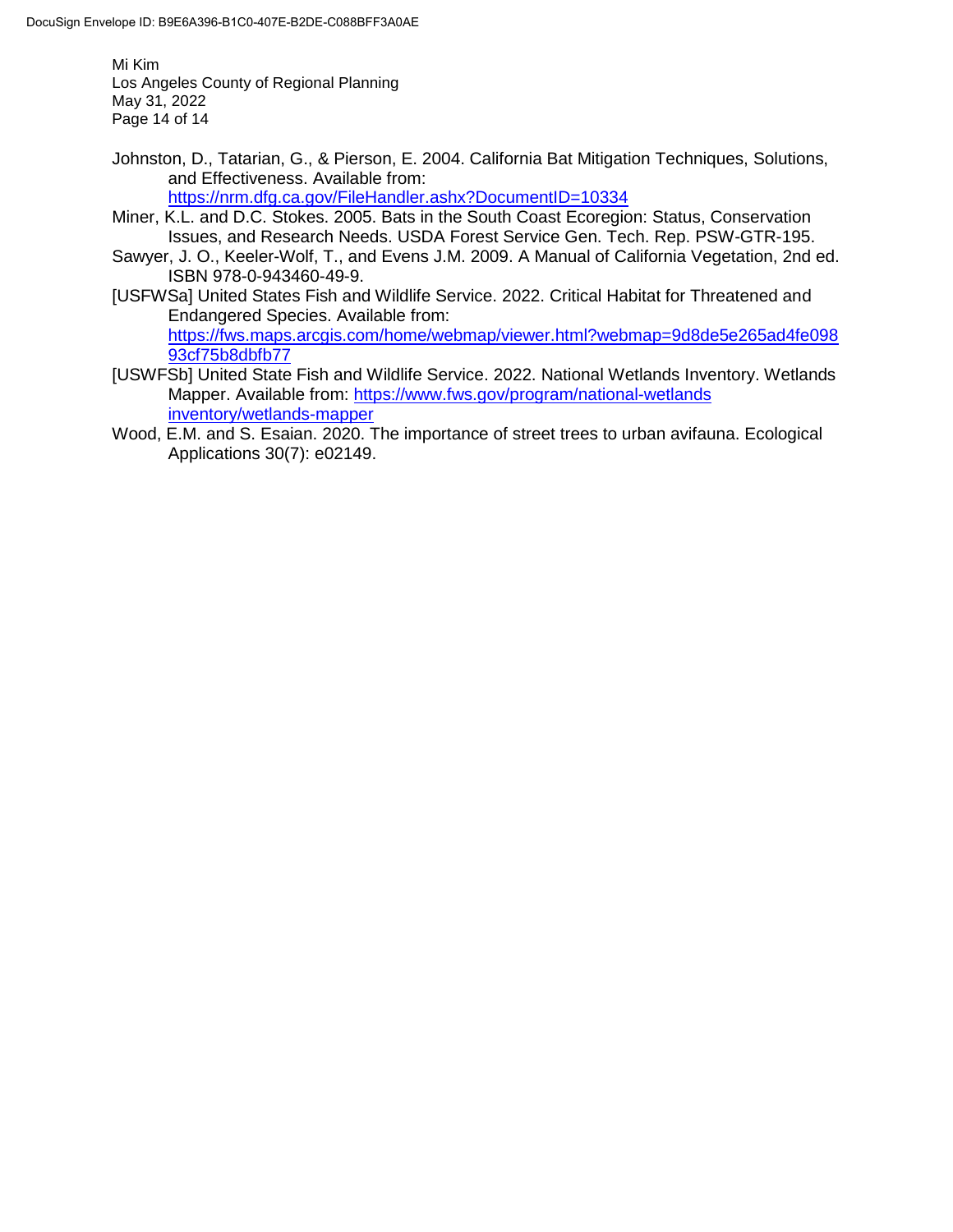Johnston, D., Tatarian, G., & Pierson, E. 2004. California Bat Mitigation Techniques, Solutions, and Effectiveness. Available from: https://nrm.dfg.ca.gov/FileHandler.ashx?DocumentID=10334

Miner, K.L. and D.C. Stokes. 2005. Bats in the South Coast Ecoregion: Status, Conservation Issues, and Research Needs. USDA Forest Service Gen. Tech. Rep. PSW-GTR-195.

Sawyer, J. O., Keeler-Wolf, T., and Evens J.M. 2009. A Manual of California Vegetation, 2nd ed. ISBN 978-0-943460-49-9.

[USFWSa] United States Fish and Wildlife Service. 2022. Critical Habitat for Threatened and Endangered Species. Available from: https://fws.maps.arcgis.com/home/webmap/viewer.html?webmap=9d8de5e265ad4fe09893cf75b8dbfb77

[USWFSb] United State Fish and Wildlife Service. 2022. National Wetlands Inventory. Wetlands Mapper. Available from: https://www.fws.gov/program/national-wetlands inventory/wetlands-mapper

Wood, E.M. and S. Esaian. 2020. The importance of street trees to urban avifauna. Ecological Applications 30(7): e02149.